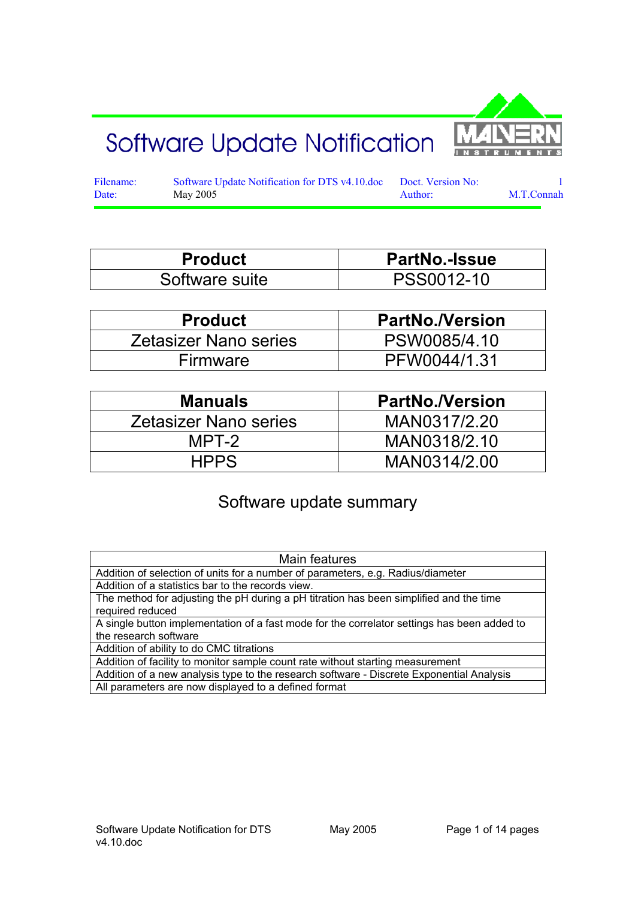# Software Update Notification

MALVERN INSTRUMENTS

| Filename: | Software Update Notification for DTS v4.10.doc | Doct. Version No: | 1 |
|---|---|---|---|
| Date: | May 2005 | Author: | M.T.Connah |

| Product | PartNo.-Issue |
|---|---|
| Software suite | PSS0012-10 |

| Product | PartNo./Version |
|---|---|
| Zetasizer Nano series | PSW0085/4.10 |
| Firmware | PFW0044/1.31 |

| Manuals | PartNo./Version |
|---|---|
| Zetasizer Nano series | MAN0317/2.20 |
| MPT-2 | MAN0318/2.10 |
| HPPS | MAN0314/2.00 |

## Software update summary

| Main features |
|---|
| Addition of selection of units for a number of parameters, e.g. Radius/diameter |
| Addition of a statistics bar to the records view. |
| The method for adjusting the pH during a pH titration has been simplified and the time required reduced |
| A single button implementation of a fast mode for the correlator settings has been added to the research software |
| Addition of ability to do CMC titrations |
| Addition of facility to monitor sample count rate without starting measurement |
| Addition of a new analysis type to the research software - Discrete Exponential Analysis |
| All parameters are now displayed to a defined format |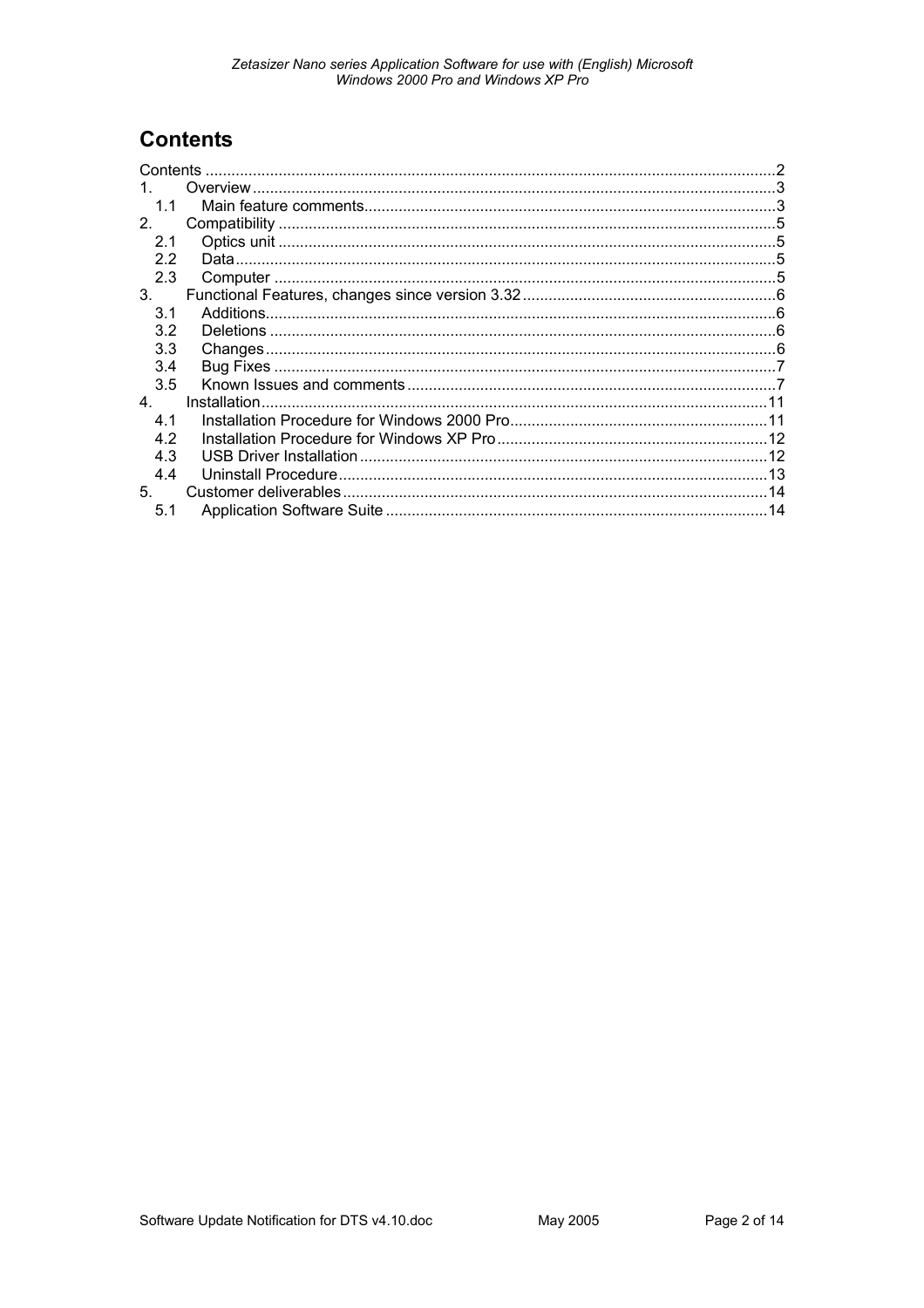# Contents

Contents ....................................................................................................................................2
1. Overview ..........................................................................................................................3
   1.1 Main feature comments................................................................................................3
2. Compatibility ....................................................................................................................5
   2.1 Optics unit ....................................................................................................................5
   2.2 Data..............................................................................................................................5
   2.3 Computer .....................................................................................................................5
3. Functional Features, changes since version 3.32 ...........................................................6
   3.1 Additions.......................................................................................................................6
   3.2 Deletions ......................................................................................................................6
   3.3 Changes.......................................................................................................................6
   3.4 Bug Fixes .....................................................................................................................7
   3.5 Known Issues and comments ......................................................................................7
4. Installation......................................................................................................................11
   4.1 Installation Procedure for Windows 2000 Pro.............................................................11
   4.2 Installation Procedure for Windows XP Pro ...............................................................12
   4.3 USB Driver Installation ...............................................................................................12
   4.4 Uninstall Procedure....................................................................................................13
5. Customer deliverables ...................................................................................................14
   5.1 Application Software Suite .........................................................................................14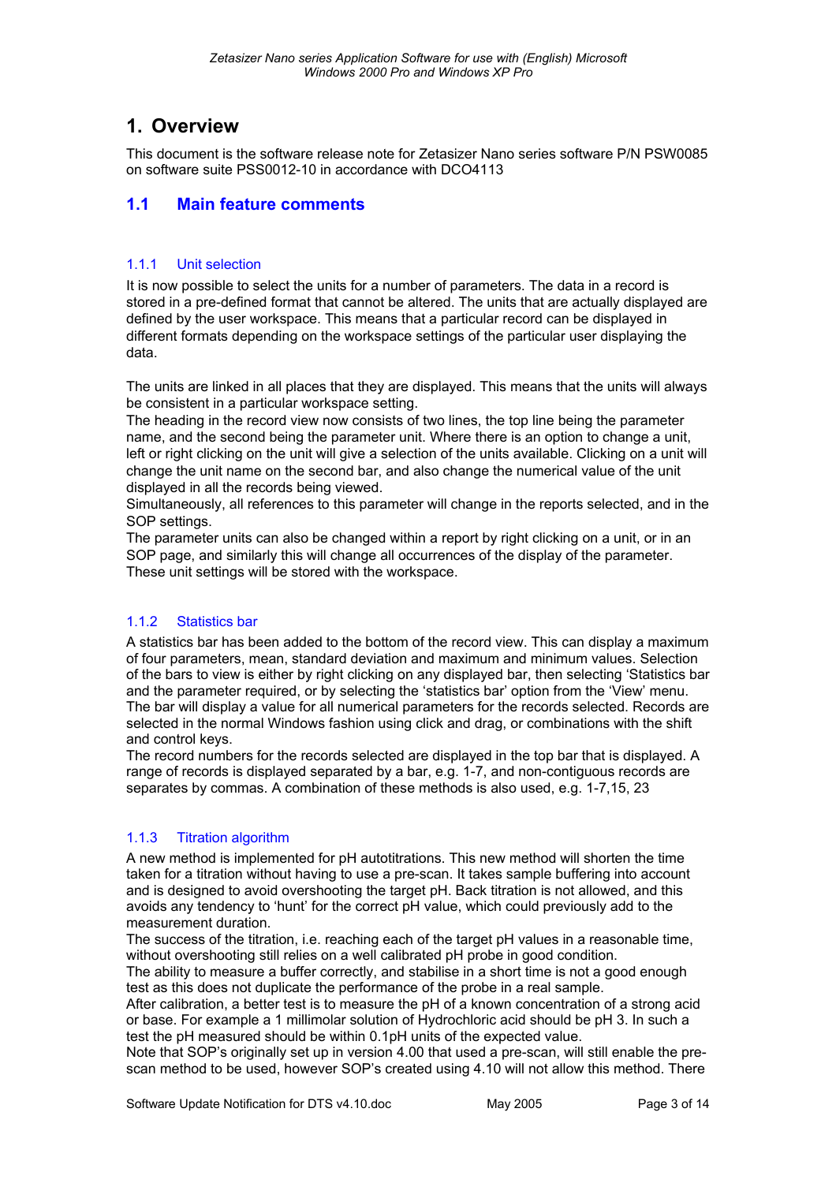# 1. Overview

This document is the software release note for Zetasizer Nano series software P/N PSW0085 on software suite PSS0012-10 in accordance with DCO4113

## 1.1 Main feature comments

### 1.1.1 Unit selection

It is now possible to select the units for a number of parameters. The data in a record is stored in a pre-defined format that cannot be altered. The units that are actually displayed are defined by the user workspace. This means that a particular record can be displayed in different formats depending on the workspace settings of the particular user displaying the data.

The units are linked in all places that they are displayed. This means that the units will always be consistent in a particular workspace setting.
The heading in the record view now consists of two lines, the top line being the parameter name, and the second being the parameter unit. Where there is an option to change a unit, left or right clicking on the unit will give a selection of the units available. Clicking on a unit will change the unit name on the second bar, and also change the numerical value of the unit displayed in all the records being viewed.
Simultaneously, all references to this parameter will change in the reports selected, and in the SOP settings.
The parameter units can also be changed within a report by right clicking on a unit, or in an SOP page, and similarly this will change all occurrences of the display of the parameter. These unit settings will be stored with the workspace.

### 1.1.2 Statistics bar

A statistics bar has been added to the bottom of the record view. This can display a maximum of four parameters, mean, standard deviation and maximum and minimum values. Selection of the bars to view is either by right clicking on any displayed bar, then selecting 'Statistics bar and the parameter required, or by selecting the 'statistics bar' option from the 'View' menu.
The bar will display a value for all numerical parameters for the records selected. Records are selected in the normal Windows fashion using click and drag, or combinations with the shift and control keys.
The record numbers for the records selected are displayed in the top bar that is displayed. A range of records is displayed separated by a bar, e.g. 1-7, and non-contiguous records are separates by commas. A combination of these methods is also used, e.g. 1-7,15, 23

### 1.1.3 Titration algorithm

A new method is implemented for pH autotitrations. This new method will shorten the time taken for a titration without having to use a pre-scan. It takes sample buffering into account and is designed to avoid overshooting the target pH. Back titration is not allowed, and this avoids any tendency to 'hunt' for the correct pH value, which could previously add to the measurement duration.
The success of the titration, i.e. reaching each of the target pH values in a reasonable time, without overshooting still relies on a well calibrated pH probe in good condition.
The ability to measure a buffer correctly, and stabilise in a short time is not a good enough test as this does not duplicate the performance of the probe in a real sample.
After calibration, a better test is to measure the pH of a known concentration of a strong acid or base. For example a 1 millimolar solution of Hydrochloric acid should be pH 3. In such a test the pH measured should be within 0.1pH units of the expected value.
Note that SOP's originally set up in version 4.00 that used a pre-scan, will still enable the pre-scan method to be used, however SOP's created using 4.10 will not allow this method. There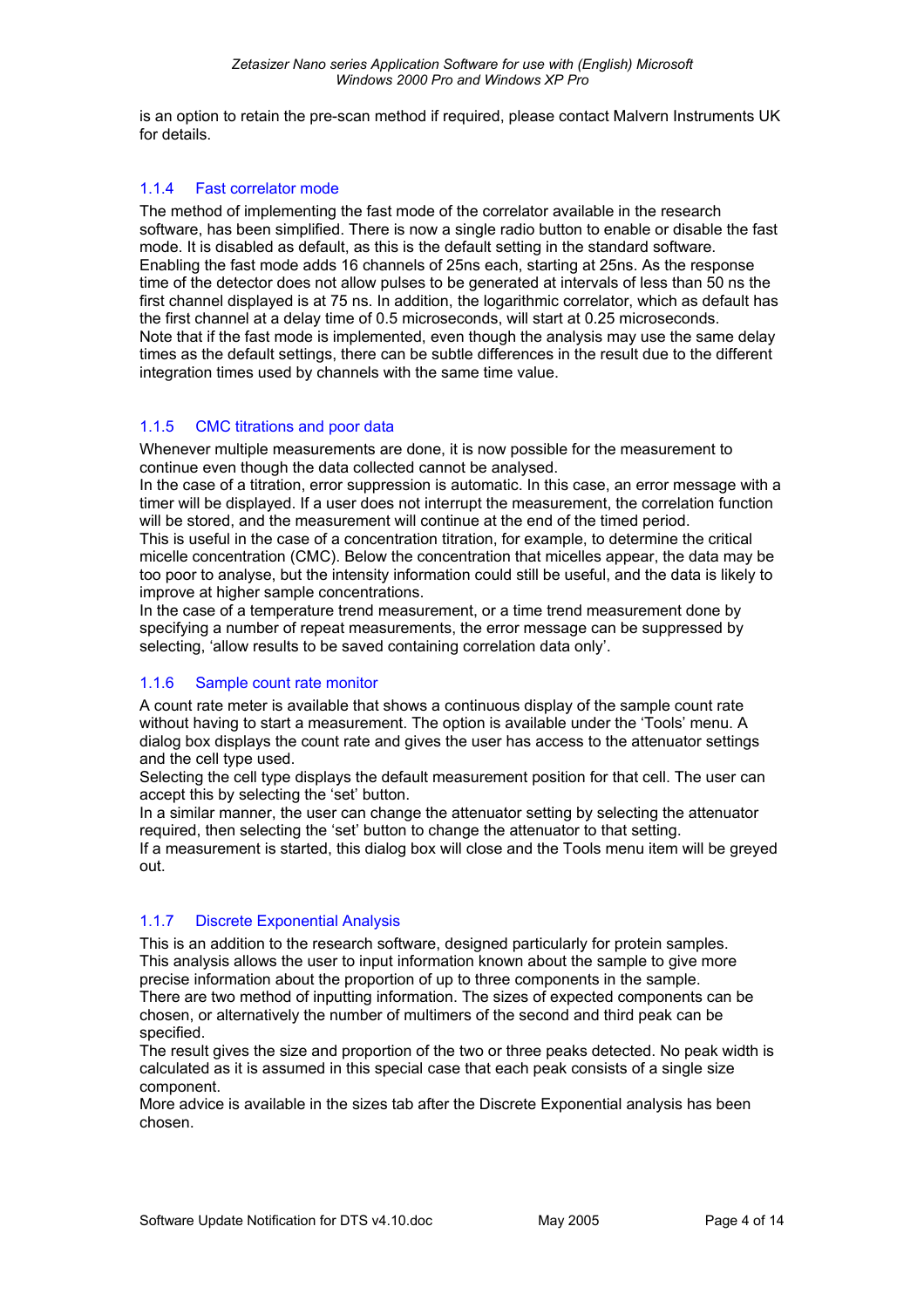is an option to retain the pre-scan method if required, please contact Malvern Instruments UK for details.

### 1.1.4 Fast correlator mode

The method of implementing the fast mode of the correlator available in the research software, has been simplified. There is now a single radio button to enable or disable the fast mode. It is disabled as default, as this is the default setting in the standard software.
Enabling the fast mode adds 16 channels of 25ns each, starting at 25ns. As the response time of the detector does not allow pulses to be generated at intervals of less than 50 ns the first channel displayed is at 75 ns. In addition, the logarithmic correlator, which as default has the first channel at a delay time of 0.5 microseconds, will start at 0.25 microseconds.
Note that if the fast mode is implemented, even though the analysis may use the same delay times as the default settings, there can be subtle differences in the result due to the different integration times used by channels with the same time value.

### 1.1.5 CMC titrations and poor data

Whenever multiple measurements are done, it is now possible for the measurement to continue even though the data collected cannot be analysed.
In the case of a titration, error suppression is automatic. In this case, an error message with a timer will be displayed. If a user does not interrupt the measurement, the correlation function will be stored, and the measurement will continue at the end of the timed period.
This is useful in the case of a concentration titration, for example, to determine the critical micelle concentration (CMC). Below the concentration that micelles appear, the data may be too poor to analyse, but the intensity information could still be useful, and the data is likely to improve at higher sample concentrations.
In the case of a temperature trend measurement, or a time trend measurement done by specifying a number of repeat measurements, the error message can be suppressed by selecting, 'allow results to be saved containing correlation data only'.

### 1.1.6 Sample count rate monitor

A count rate meter is available that shows a continuous display of the sample count rate without having to start a measurement. The option is available under the 'Tools' menu. A dialog box displays the count rate and gives the user has access to the attenuator settings and the cell type used.
Selecting the cell type displays the default measurement position for that cell. The user can accept this by selecting the 'set' button.
In a similar manner, the user can change the attenuator setting by selecting the attenuator required, then selecting the 'set' button to change the attenuator to that setting.
If a measurement is started, this dialog box will close and the Tools menu item will be greyed out.

### 1.1.7 Discrete Exponential Analysis

This is an addition to the research software, designed particularly for protein samples.
This analysis allows the user to input information known about the sample to give more precise information about the proportion of up to three components in the sample.
There are two method of inputting information. The sizes of expected components can be chosen, or alternatively the number of multimers of the second and third peak can be specified.
The result gives the size and proportion of the two or three peaks detected. No peak width is calculated as it is assumed in this special case that each peak consists of a single size component.
More advice is available in the sizes tab after the Discrete Exponential analysis has been chosen.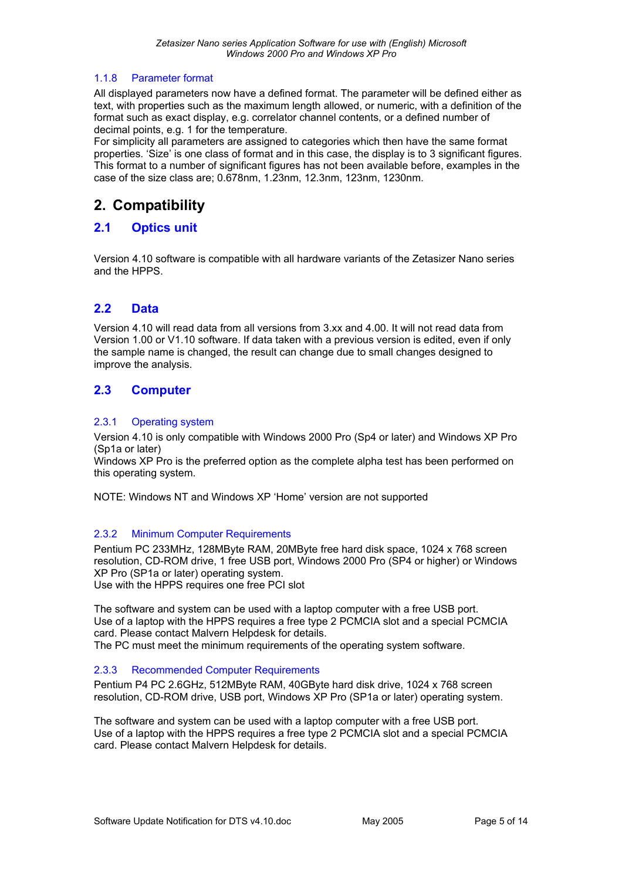### 1.1.8 Parameter format

All displayed parameters now have a defined format. The parameter will be defined either as text, with properties such as the maximum length allowed, or numeric, with a definition of the format such as exact display, e.g. correlator channel contents, or a defined number of decimal points, e.g. 1 for the temperature.
For simplicity all parameters are assigned to categories which then have the same format properties. 'Size' is one class of format and in this case, the display is to 3 significant figures. This format to a number of significant figures has not been available before, examples in the case of the size class are; 0.678nm, 1.23nm, 12.3nm, 123nm, 1230nm.

# 2. Compatibility

## 2.1 Optics unit

Version 4.10 software is compatible with all hardware variants of the Zetasizer Nano series and the HPPS.

## 2.2 Data

Version 4.10 will read data from all versions from 3.xx and 4.00. It will not read data from Version 1.00 or V1.10 software. If data taken with a previous version is edited, even if only the sample name is changed, the result can change due to small changes designed to improve the analysis.

## 2.3 Computer

### 2.3.1 Operating system

Version 4.10 is only compatible with Windows 2000 Pro (Sp4 or later) and Windows XP Pro (Sp1a or later)
Windows XP Pro is the preferred option as the complete alpha test has been performed on this operating system.

NOTE: Windows NT and Windows XP 'Home' version are not supported

### 2.3.2 Minimum Computer Requirements

Pentium PC 233MHz, 128MByte RAM, 20MByte free hard disk space, 1024 x 768 screen resolution, CD-ROM drive, 1 free USB port, Windows 2000 Pro (SP4 or higher) or Windows XP Pro (SP1a or later) operating system.
Use with the HPPS requires one free PCI slot

The software and system can be used with a laptop computer with a free USB port.
Use of a laptop with the HPPS requires a free type 2 PCMCIA slot and a special PCMCIA card. Please contact Malvern Helpdesk for details.
The PC must meet the minimum requirements of the operating system software.

### 2.3.3 Recommended Computer Requirements

Pentium P4 PC 2.6GHz, 512MByte RAM, 40GByte hard disk drive, 1024 x 768 screen resolution, CD-ROM drive, USB port, Windows XP Pro (SP1a or later) operating system.

The software and system can be used with a laptop computer with a free USB port.
Use of a laptop with the HPPS requires a free type 2 PCMCIA slot and a special PCMCIA card. Please contact Malvern Helpdesk for details.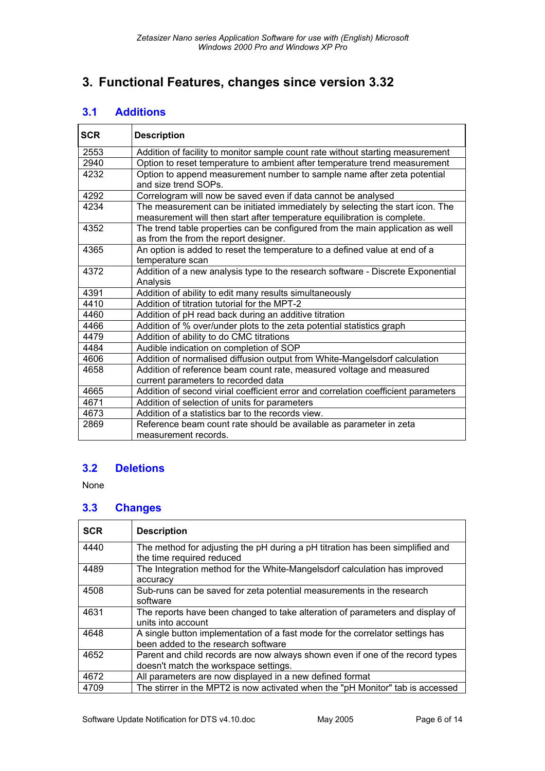# 3. Functional Features, changes since version 3.32

## 3.1 Additions

| SCR | Description |
|---|---|
| 2553 | Addition of facility to monitor sample count rate without starting measurement |
| 2940 | Option to reset temperature to ambient after temperature trend measurement |
| 4232 | Option to append measurement number to sample name after zeta potential and size trend SOPs. |
| 4292 | Correlogram will now be saved even if data cannot be analysed |
| 4234 | The measurement can be initiated immediately by selecting the start icon. The measurement will then start after temperature equilibration is complete. |
| 4352 | The trend table properties can be configured from the main application as well as from the from the report designer. |
| 4365 | An option is added to reset the temperature to a defined value at end of a temperature scan |
| 4372 | Addition of a new analysis type to the research software - Discrete Exponential Analysis |
| 4391 | Addition of ability to edit many results simultaneously |
| 4410 | Addition of titration tutorial for the MPT-2 |
| 4460 | Addition of pH read back during an additive titration |
| 4466 | Addition of % over/under plots to the zeta potential statistics graph |
| 4479 | Addition of ability to do CMC titrations |
| 4484 | Audible indication on completion of SOP |
| 4606 | Addition of normalised diffusion output from White-Mangelsdorf calculation |
| 4658 | Addition of reference beam count rate, measured voltage and measured current parameters to recorded data |
| 4665 | Addition of second virial coefficient error and correlation coefficient parameters |
| 4671 | Addition of selection of units for parameters |
| 4673 | Addition of a statistics bar to the records view. |
| 2869 | Reference beam count rate should be available as parameter in zeta measurement records. |

## 3.2 Deletions

None

## 3.3 Changes

| SCR | Description |
|---|---|
| 4440 | The method for adjusting the pH during a pH titration has been simplified and the time required reduced |
| 4489 | The Integration method for the White-Mangelsdorf calculation has improved accuracy |
| 4508 | Sub-runs can be saved for zeta potential measurements in the research software |
| 4631 | The reports have been changed to take alteration of parameters and display of units into account |
| 4648 | A single button implementation of a fast mode for the correlator settings has been added to the research software |
| 4652 | Parent and child records are now always shown even if one of the record types doesn't match the workspace settings. |
| 4672 | All parameters are now displayed in a new defined format |
| 4709 | The stirrer in the MPT2 is now activated when the "pH Monitor" tab is accessed |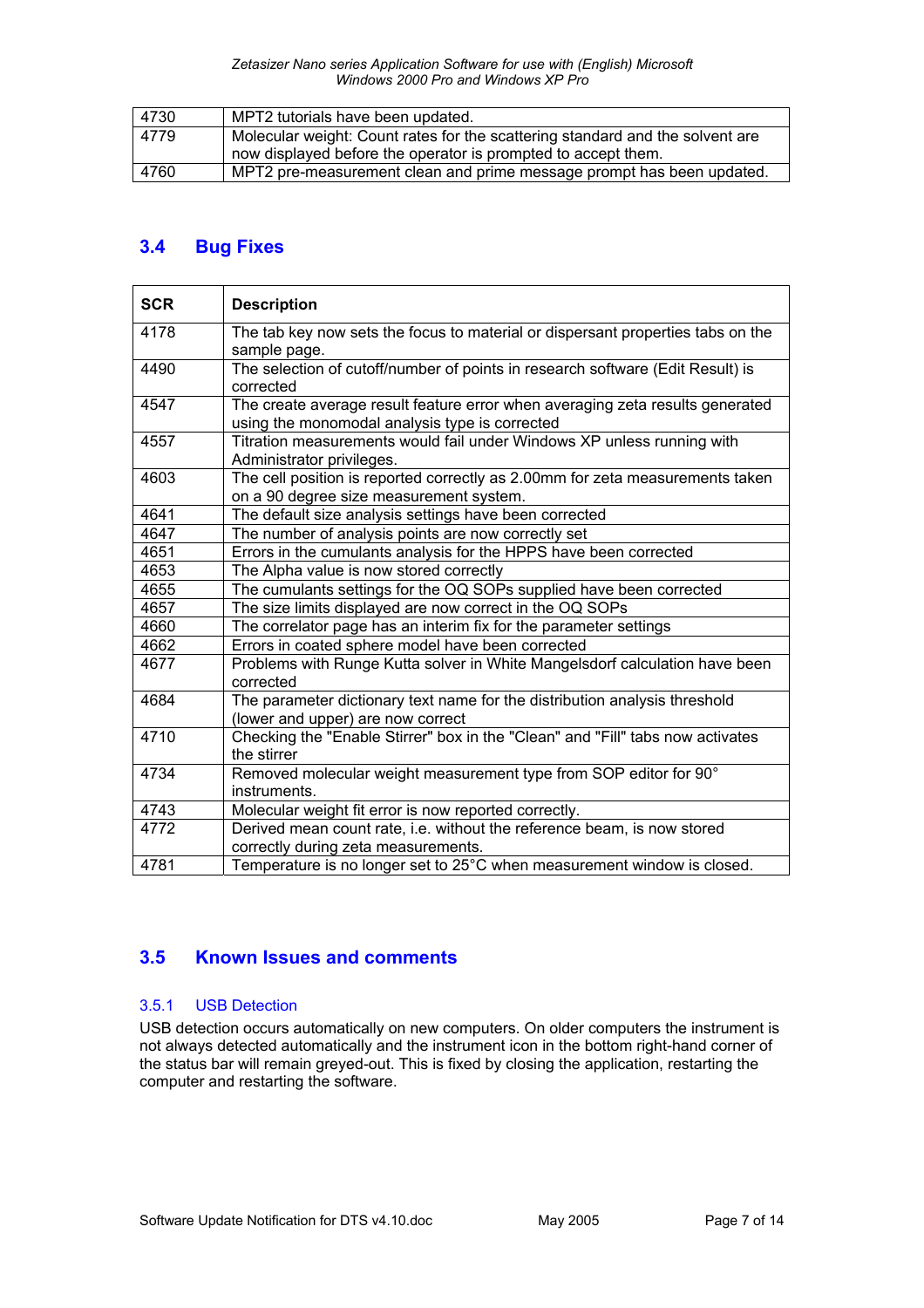| | |
|---|---|
| 4730 | MPT2 tutorials have been updated. |
| 4779 | Molecular weight: Count rates for the scattering standard and the solvent are now displayed before the operator is prompted to accept them. |
| 4760 | MPT2 pre-measurement clean and prime message prompt has been updated. |

## 3.4 Bug Fixes

| SCR | Description |
|---|---|
| 4178 | The tab key now sets the focus to material or dispersant properties tabs on the sample page. |
| 4490 | The selection of cutoff/number of points in research software (Edit Result) is corrected |
| 4547 | The create average result feature error when averaging zeta results generated using the monomodal analysis type is corrected |
| 4557 | Titration measurements would fail under Windows XP unless running with Administrator privileges. |
| 4603 | The cell position is reported correctly as 2.00mm for zeta measurements taken on a 90 degree size measurement system. |
| 4641 | The default size analysis settings have been corrected |
| 4647 | The number of analysis points are now correctly set |
| 4651 | Errors in the cumulants analysis for the HPPS have been corrected |
| 4653 | The Alpha value is now stored correctly |
| 4655 | The cumulants settings for the OQ SOPs supplied have been corrected |
| 4657 | The size limits displayed are now correct in the OQ SOPs |
| 4660 | The correlator page has an interim fix for the parameter settings |
| 4662 | Errors in coated sphere model have been corrected |
| 4677 | Problems with Runge Kutta solver in White Mangelsdorf calculation have been corrected |
| 4684 | The parameter dictionary text name for the distribution analysis threshold (lower and upper) are now correct |
| 4710 | Checking the "Enable Stirrer" box in the "Clean" and "Fill" tabs now activates the stirrer |
| 4734 | Removed molecular weight measurement type from SOP editor for 90° instruments. |
| 4743 | Molecular weight fit error is now reported correctly. |
| 4772 | Derived mean count rate, i.e. without the reference beam, is now stored correctly during zeta measurements. |
| 4781 | Temperature is no longer set to 25°C when measurement window is closed. |

## 3.5 Known Issues and comments

### 3.5.1 USB Detection

USB detection occurs automatically on new computers. On older computers the instrument is not always detected automatically and the instrument icon in the bottom right-hand corner of the status bar will remain greyed-out. This is fixed by closing the application, restarting the computer and restarting the software.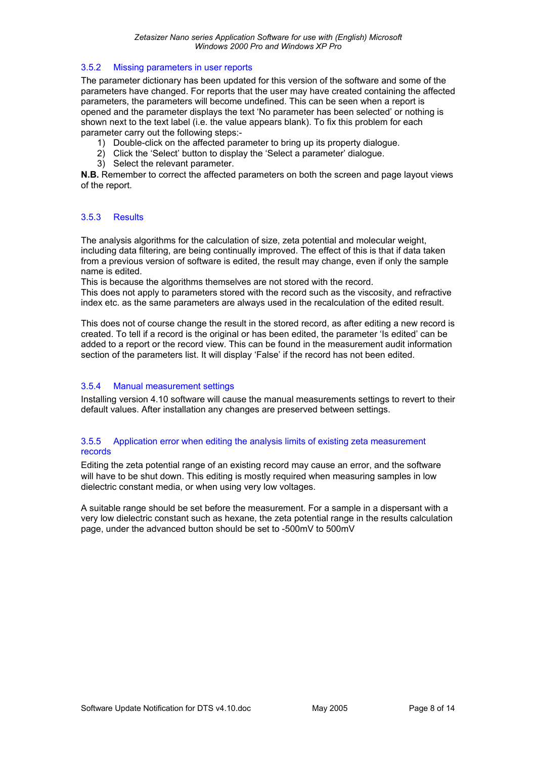### 3.5.2 Missing parameters in user reports

The parameter dictionary has been updated for this version of the software and some of the parameters have changed. For reports that the user may have created containing the affected parameters, the parameters will become undefined. This can be seen when a report is opened and the parameter displays the text 'No parameter has been selected' or nothing is shown next to the text label (i.e. the value appears blank). To fix this problem for each parameter carry out the following steps:-

1) Double-click on the affected parameter to bring up its property dialogue.
2) Click the 'Select' button to display the 'Select a parameter' dialogue.
3) Select the relevant parameter.

**N.B.** Remember to correct the affected parameters on both the screen and page layout views of the report.

### 3.5.3 Results

The analysis algorithms for the calculation of size, zeta potential and molecular weight, including data filtering, are being continually improved. The effect of this is that if data taken from a previous version of software is edited, the result may change, even if only the sample name is edited.
This is because the algorithms themselves are not stored with the record.
This does not apply to parameters stored with the record such as the viscosity, and refractive index etc. as the same parameters are always used in the recalculation of the edited result.

This does not of course change the result in the stored record, as after editing a new record is created. To tell if a record is the original or has been edited, the parameter 'Is edited' can be added to a report or the record view. This can be found in the measurement audit information section of the parameters list. It will display 'False' if the record has not been edited.

### 3.5.4 Manual measurement settings

Installing version 4.10 software will cause the manual measurements settings to revert to their default values. After installation any changes are preserved between settings.

### 3.5.5 Application error when editing the analysis limits of existing zeta measurement records

Editing the zeta potential range of an existing record may cause an error, and the software will have to be shut down. This editing is mostly required when measuring samples in low dielectric constant media, or when using very low voltages.

A suitable range should be set before the measurement. For a sample in a dispersant with a very low dielectric constant such as hexane, the zeta potential range in the results calculation page, under the advanced button should be set to -500mV to 500mV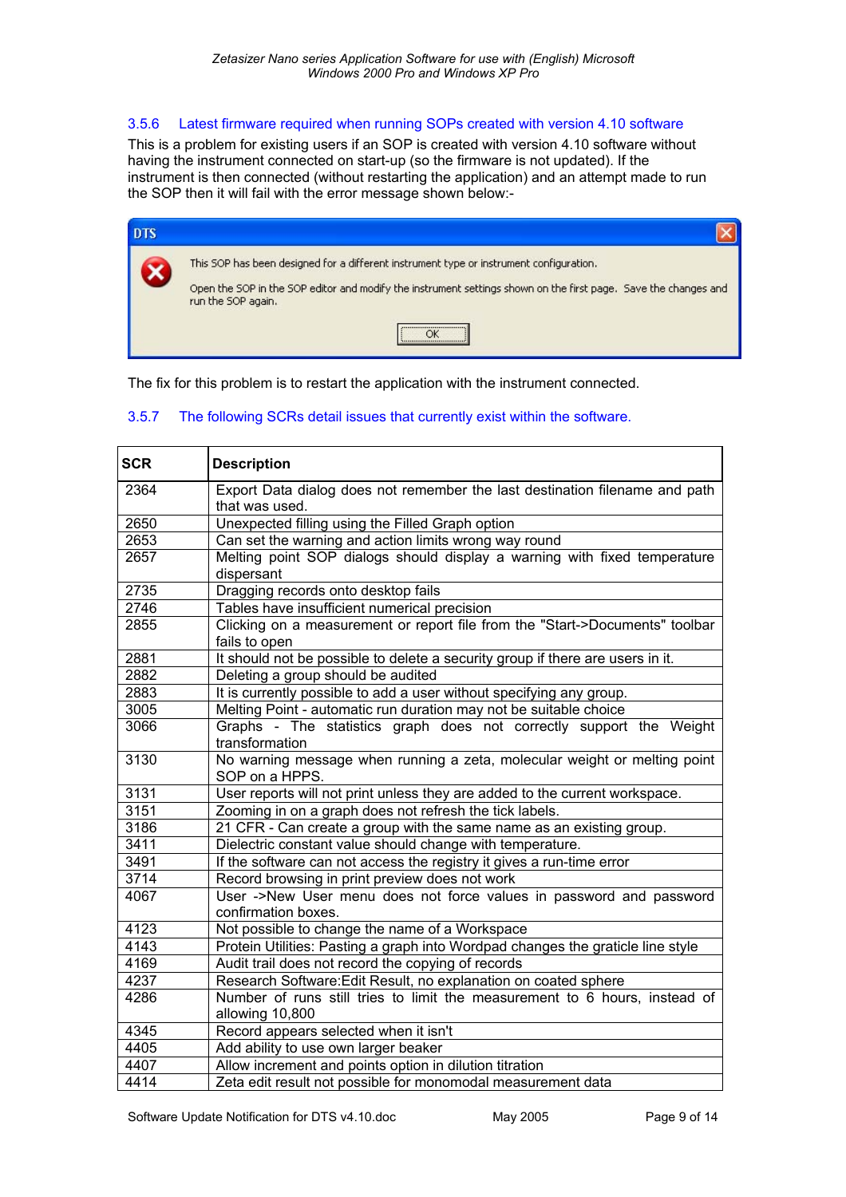### 3.5.6 Latest firmware required when running SOPs created with version 4.10 software

This is a problem for existing users if an SOP is created with version 4.10 software without having the instrument connected on start-up (so the firmware is not updated). If the instrument is then connected (without restarting the application) and an attempt made to run the SOP then it will fail with the error message shown below:-

DTS

This SOP has been designed for a different instrument type or instrument configuration.

Open the SOP in the SOP editor and modify the instrument settings shown on the first page. Save the changes and run the SOP again.

OK

The fix for this problem is to restart the application with the instrument connected.

### 3.5.7 The following SCRs detail issues that currently exist within the software.

| SCR | Description |
|---|---|
| 2364 | Export Data dialog does not remember the last destination filename and path that was used. |
| 2650 | Unexpected filling using the Filled Graph option |
| 2653 | Can set the warning and action limits wrong way round |
| 2657 | Melting point SOP dialogs should display a warning with fixed temperature dispersant |
| 2735 | Dragging records onto desktop fails |
| 2746 | Tables have insufficient numerical precision |
| 2855 | Clicking on a measurement or report file from the "Start->Documents" toolbar fails to open |
| 2881 | It should not be possible to delete a security group if there are users in it. |
| 2882 | Deleting a group should be audited |
| 2883 | It is currently possible to add a user without specifying any group. |
| 3005 | Melting Point - automatic run duration may not be suitable choice |
| 3066 | Graphs - The statistics graph does not correctly support the Weight transformation |
| 3130 | No warning message when running a zeta, molecular weight or melting point SOP on a HPPS. |
| 3131 | User reports will not print unless they are added to the current workspace. |
| 3151 | Zooming in on a graph does not refresh the tick labels. |
| 3186 | 21 CFR - Can create a group with the same name as an existing group. |
| 3411 | Dielectric constant value should change with temperature. |
| 3491 | If the software can not access the registry it gives a run-time error |
| 3714 | Record browsing in print preview does not work |
| 4067 | User ->New User menu does not force values in password and password confirmation boxes. |
| 4123 | Not possible to change the name of a Workspace |
| 4143 | Protein Utilities: Pasting a graph into Wordpad changes the graticle line style |
| 4169 | Audit trail does not record the copying of records |
| 4237 | Research Software:Edit Result, no explanation on coated sphere |
| 4286 | Number of runs still tries to limit the measurement to 6 hours, instead of allowing 10,800 |
| 4345 | Record appears selected when it isn't |
| 4405 | Add ability to use own larger beaker |
| 4407 | Allow increment and points option in dilution titration |
| 4414 | Zeta edit result not possible for monomodal measurement data |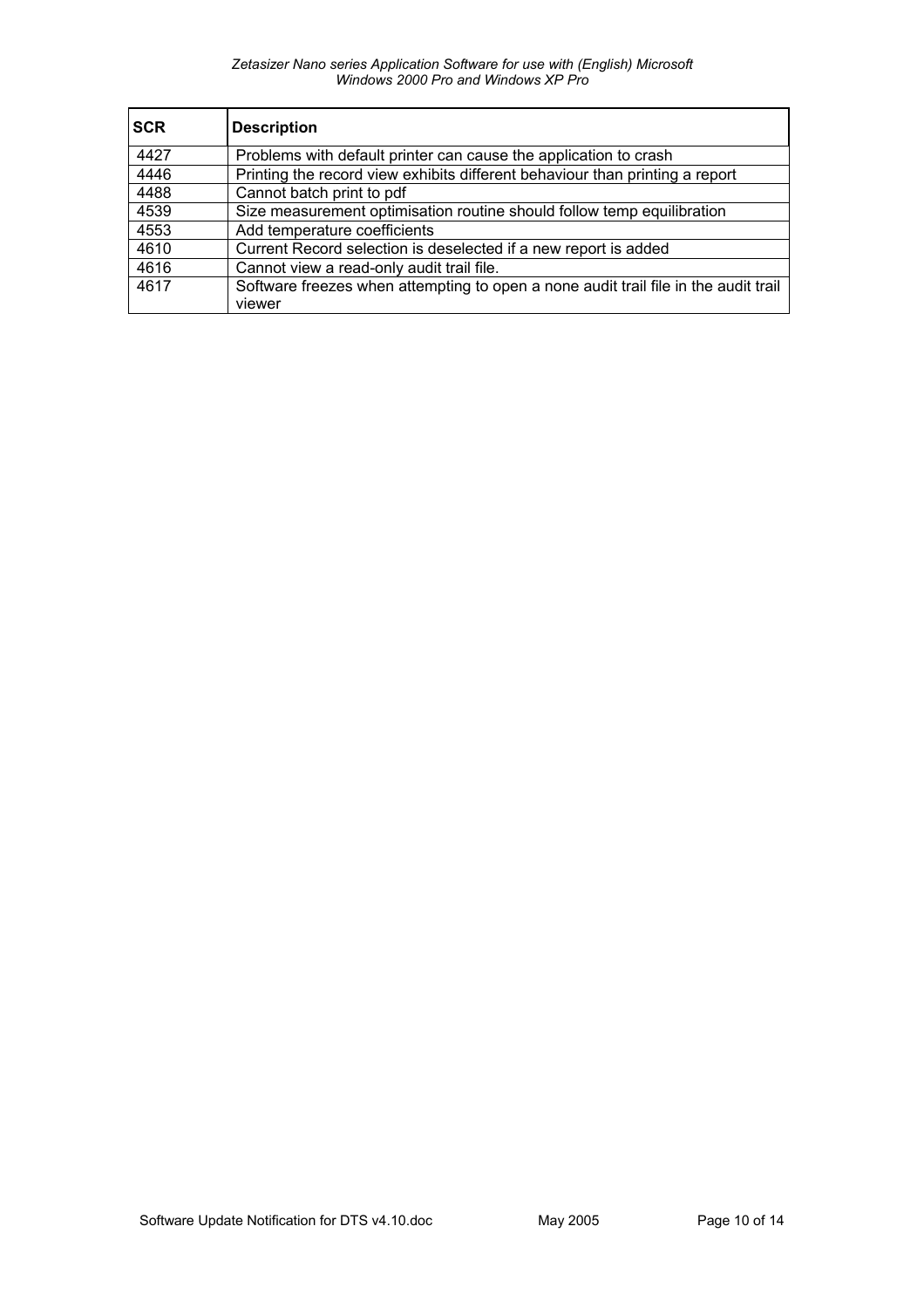| SCR | Description |
| --- | --- |
| 4427 | Problems with default printer can cause the application to crash |
| 4446 | Printing the record view exhibits different behaviour than printing a report |
| 4488 | Cannot batch print to pdf |
| 4539 | Size measurement optimisation routine should follow temp equilibration |
| 4553 | Add temperature coefficients |
| 4610 | Current Record selection is deselected if a new report is added |
| 4616 | Cannot view a read-only audit trail file. |
| 4617 | Software freezes when attempting to open a none audit trail file in the audit trail viewer |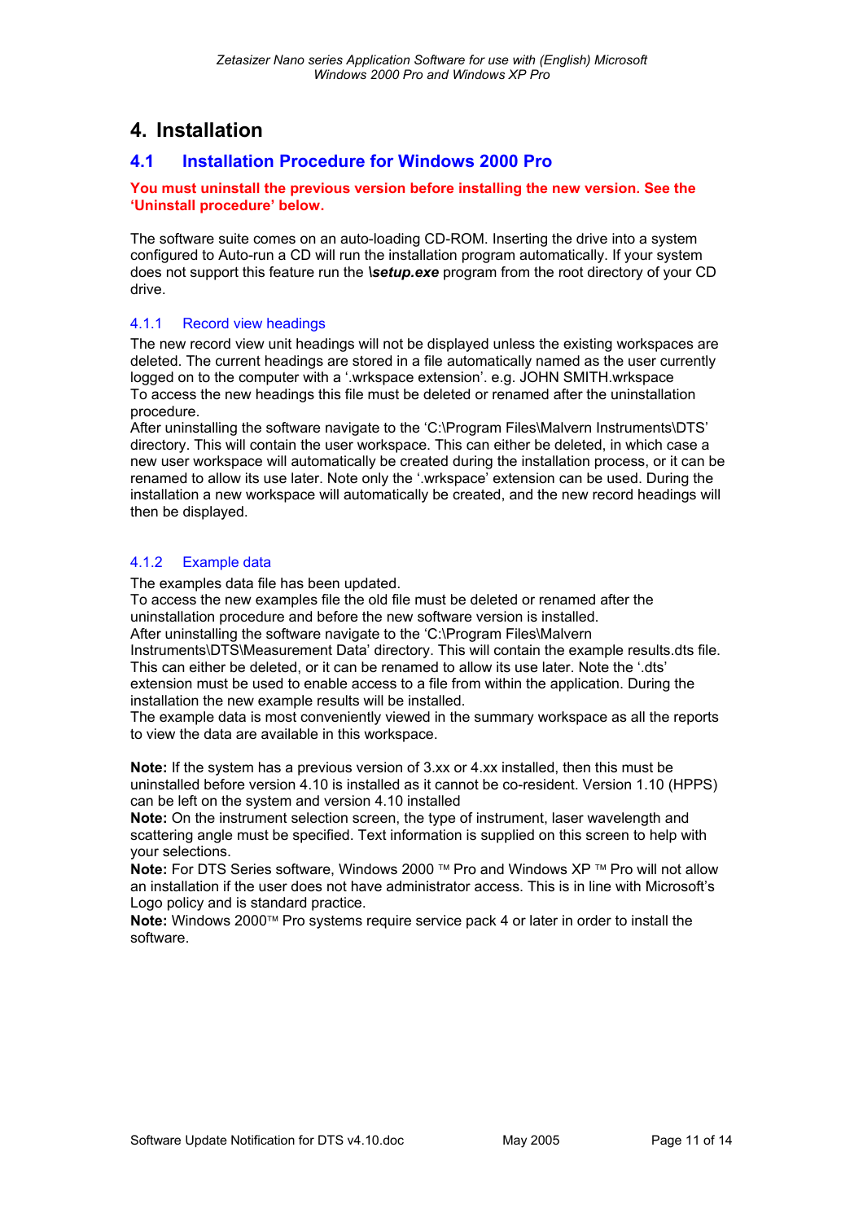# 4. Installation

## 4.1 Installation Procedure for Windows 2000 Pro

**You must uninstall the previous version before installing the new version. See the 'Uninstall procedure' below.**

The software suite comes on an auto-loading CD-ROM. Inserting the drive into a system configured to Auto-run a CD will run the installation program automatically. If your system does not support this feature run the ***\setup.exe*** program from the root directory of your CD drive.

### 4.1.1 Record view headings

The new record view unit headings will not be displayed unless the existing workspaces are deleted. The current headings are stored in a file automatically named as the user currently logged on to the computer with a '.wrkspace extension'. e.g. JOHN SMITH.wrkspace
To access the new headings this file must be deleted or renamed after the uninstallation procedure.
After uninstalling the software navigate to the 'C:\Program Files\Malvern Instruments\DTS' directory. This will contain the user workspace. This can either be deleted, in which case a new user workspace will automatically be created during the installation process, or it can be renamed to allow its use later. Note only the '.wrkspace' extension can be used. During the installation a new workspace will automatically be created, and the new record headings will then be displayed.

### 4.1.2 Example data

The examples data file has been updated.
To access the new examples file the old file must be deleted or renamed after the uninstallation procedure and before the new software version is installed.
After uninstalling the software navigate to the 'C:\Program Files\Malvern Instruments\DTS\Measurement Data' directory. This will contain the example results.dts file. This can either be deleted, or it can be renamed to allow its use later. Note the '.dts' extension must be used to enable access to a file from within the application. During the installation the new example results will be installed.
The example data is most conveniently viewed in the summary workspace as all the reports to view the data are available in this workspace.

**Note:** If the system has a previous version of 3.xx or 4.xx installed, then this must be uninstalled before version 4.10 is installed as it cannot be co-resident. Version 1.10 (HPPS) can be left on the system and version 4.10 installed
**Note:** On the instrument selection screen, the type of instrument, laser wavelength and scattering angle must be specified. Text information is supplied on this screen to help with your selections.
**Note:** For DTS Series software, Windows 2000 ™ Pro and Windows XP ™ Pro will not allow an installation if the user does not have administrator access. This is in line with Microsoft's Logo policy and is standard practice.
**Note:** Windows 2000™ Pro systems require service pack 4 or later in order to install the software.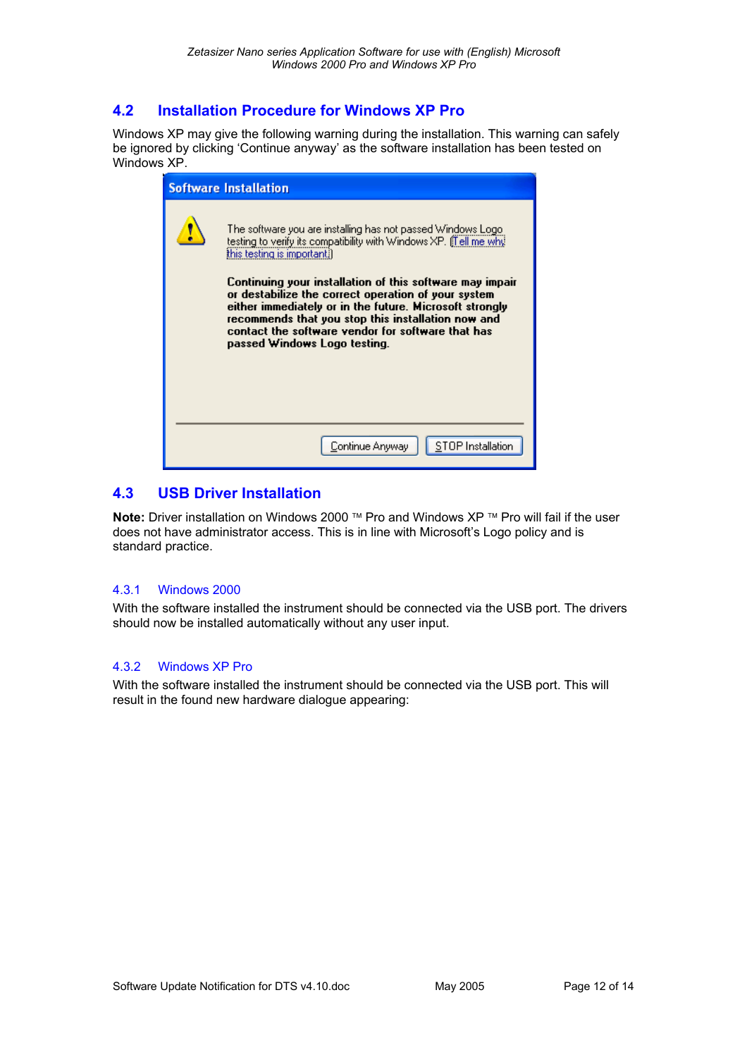## 4.2 Installation Procedure for Windows XP Pro

Windows XP may give the following warning during the installation. This warning can safely be ignored by clicking 'Continue anyway' as the software installation has been tested on Windows XP.

**Software Installation**

The software you are installing has not passed Windows Logo testing to verify its compatibility with Windows XP. (Tell me why this testing is important.)

**Continuing your installation of this software may impair or destabilize the correct operation of your system either immediately or in the future. Microsoft strongly recommends that you stop this installation now and contact the software vendor for software that has passed Windows Logo testing.**

Continue Anyway | STOP Installation

## 4.3 USB Driver Installation

**Note:** Driver installation on Windows 2000 ™ Pro and Windows XP ™ Pro will fail if the user does not have administrator access. This is in line with Microsoft's Logo policy and is standard practice.

### 4.3.1 Windows 2000

With the software installed the instrument should be connected via the USB port. The drivers should now be installed automatically without any user input.

### 4.3.2 Windows XP Pro

With the software installed the instrument should be connected via the USB port. This will result in the found new hardware dialogue appearing: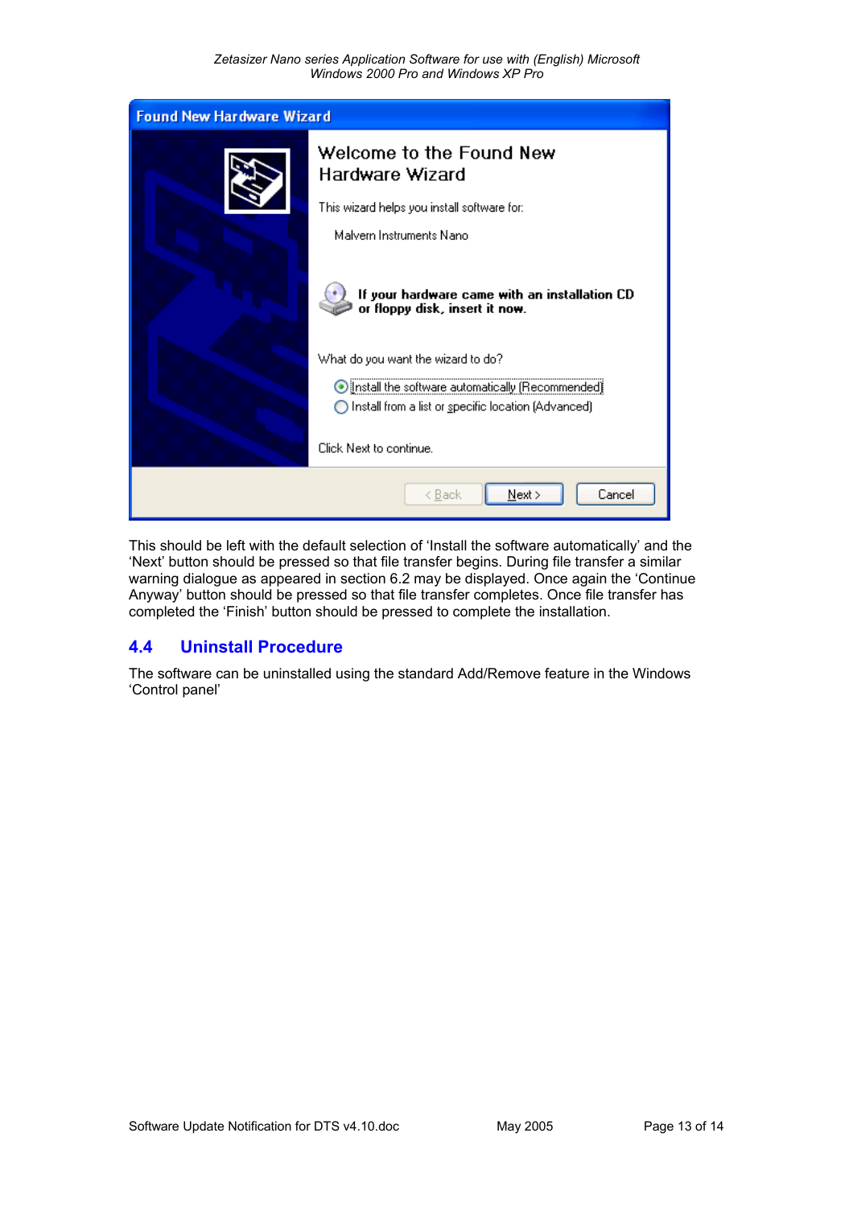This should be left with the default selection of 'Install the software automatically' and the 'Next' button should be pressed so that file transfer begins. During file transfer a similar warning dialogue as appeared in section 6.2 may be displayed. Once again the 'Continue Anyway' button should be pressed so that file transfer completes. Once file transfer has completed the 'Finish' button should be pressed to complete the installation.

## 4.4 Uninstall Procedure

The software can be uninstalled using the standard Add/Remove feature in the Windows 'Control panel'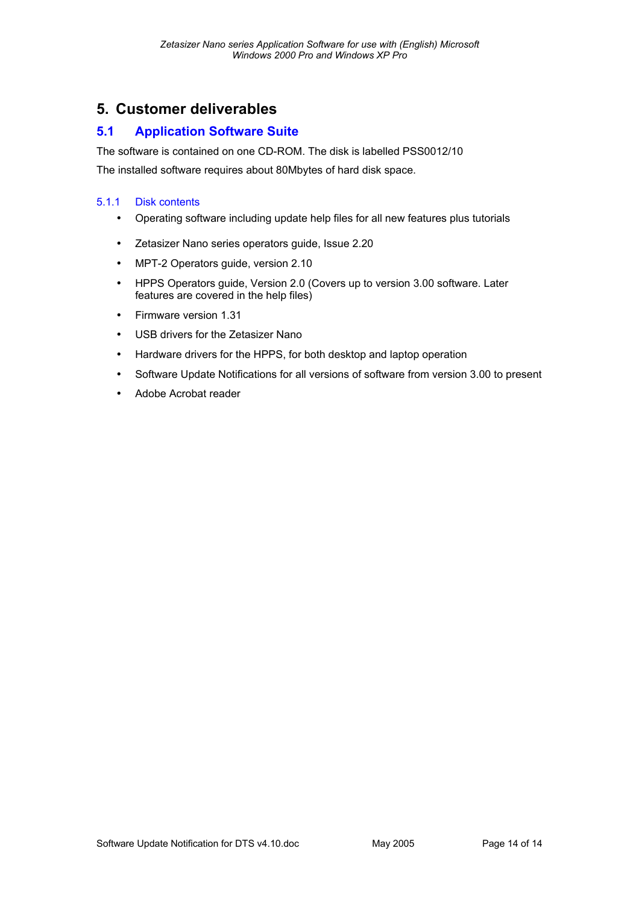# 5. Customer deliverables

## 5.1 Application Software Suite

The software is contained on one CD-ROM. The disk is labelled PSS0012/10

The installed software requires about 80Mbytes of hard disk space.

### 5.1.1 Disk contents

- Operating software including update help files for all new features plus tutorials
- Zetasizer Nano series operators guide, Issue 2.20
- MPT-2 Operators guide, version 2.10
- HPPS Operators guide, Version 2.0 (Covers up to version 3.00 software. Later features are covered in the help files)
- Firmware version 1.31
- USB drivers for the Zetasizer Nano
- Hardware drivers for the HPPS, for both desktop and laptop operation
- Software Update Notifications for all versions of software from version 3.00 to present
- Adobe Acrobat reader